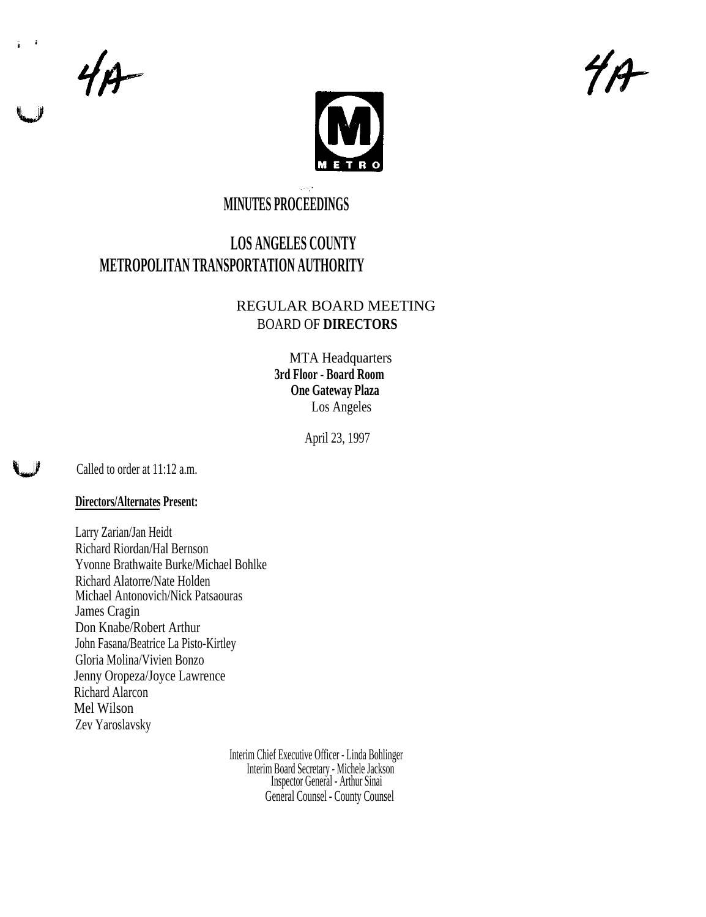4A

4A

METRO

# MINUTES PROCEEDINGS

## LOS ANGELES COUNTY
## METROPOLITAN TRANSPORTATION AUTHORITY

REGULAR BOARD MEETING
BOARD OF **DIRECTORS**

MTA Headquarters
**3rd Floor - Board Room**
**One Gateway Plaza**
Los Angeles

April 23, 1997

Called to order at 11:12 a.m.

**Directors/Alternates Present:**

Larry Zarian/Jan Heidt
Richard Riordan/Hal Bernson
Yvonne Brathwaite Burke/Michael Bohlke
Richard Alatorre/Nate Holden
Michael Antonovich/Nick Patsaouras
James Cragin
Don Knabe/Robert Arthur
John Fasana/Beatrice La Pisto-Kirtley
Gloria Molina/Vivien Bonzo
Jenny Oropeza/Joyce Lawrence
Richard Alarcon
Mel Wilson
Zev Yaroslavsky

Interim Chief Executive Officer - Linda Bohlinger
Interim Board Secretary - Michele Jackson
Inspector General - Arthur Sinai
General Counsel - County Counsel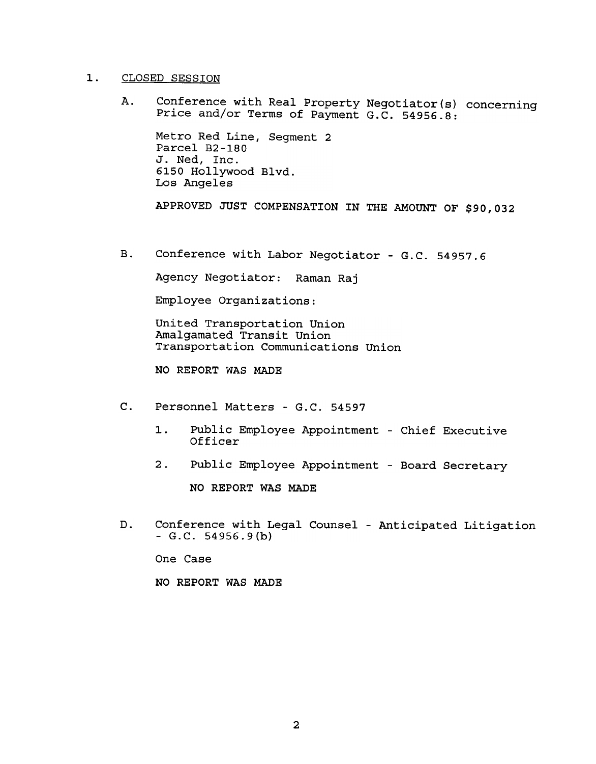1. CLOSED SESSION

   A. Conference with Real Property Negotiator(s) concerning Price and/or Terms of Payment G.C. 54956.8:

      Metro Red Line, Segment 2
      Parcel B2-180
      J. Ned, Inc.
      6150 Hollywood Blvd.
      Los Angeles

      **APPROVED JUST COMPENSATION IN THE AMOUNT OF $90,032**

   B. Conference with Labor Negotiator - G.C. 54957.6

      Agency Negotiator: Raman Raj

      Employee Organizations:

      United Transportation Union
      Amalgamated Transit Union
      Transportation Communications Union

      **NO REPORT WAS MADE**

   C. Personnel Matters - G.C. 54597

      1. Public Employee Appointment - Chief Executive Officer

      2. Public Employee Appointment - Board Secretary

         **NO REPORT WAS MADE**

   D. Conference with Legal Counsel - Anticipated Litigation - G.C. 54956.9(b)

      One Case

      **NO REPORT WAS MADE**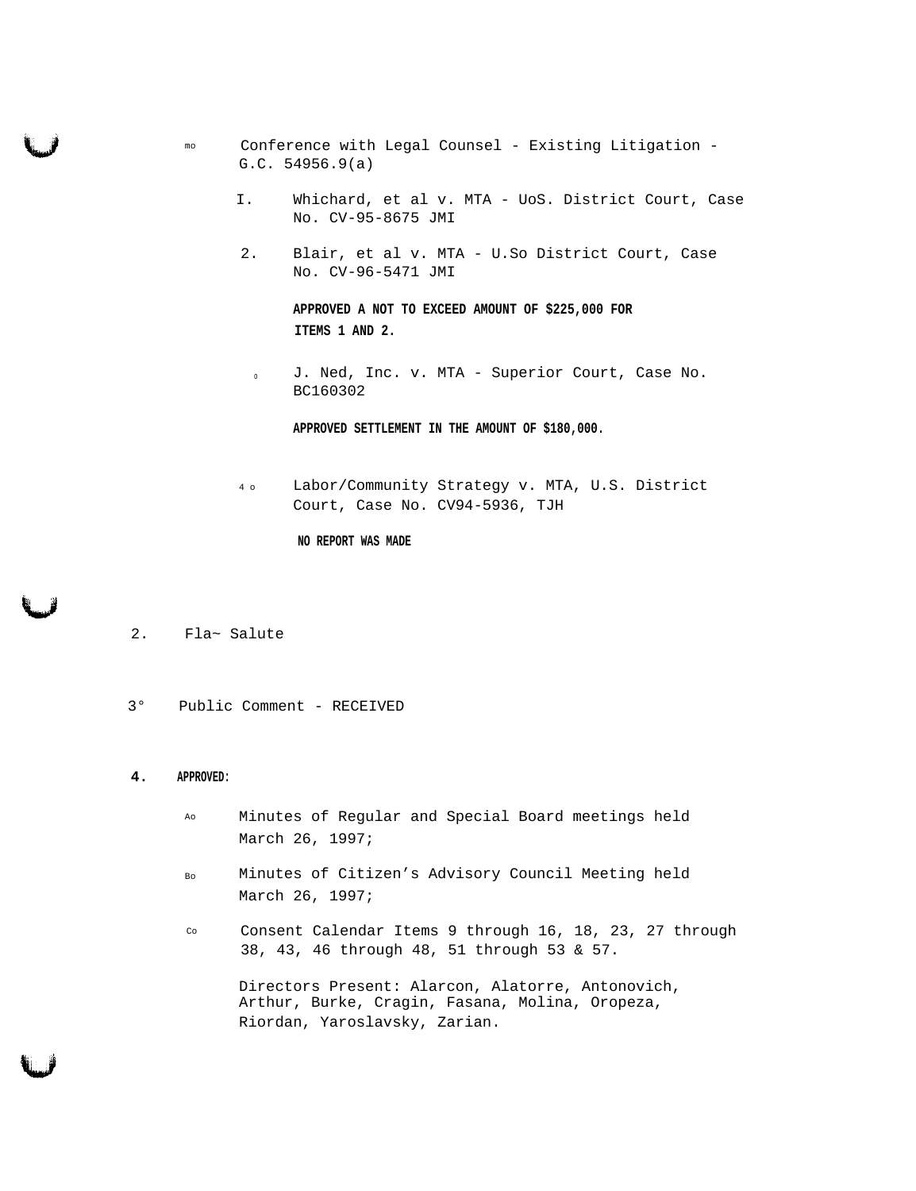mo Conference with Legal Counsel - Existing Litigation - G.C. 54956.9(a)

I. Whichard, et al v. MTA - UoS. District Court, Case No. CV-95-8675 JMI

2. Blair, et al v. MTA - U.So District Court, Case No. CV-96-5471 JMI

**APPROVED A NOT TO EXCEED AMOUNT OF $225,000 FOR ITEMS 1 AND 2.**

0 J. Ned, Inc. v. MTA - Superior Court, Case No. BC160302

**APPROVED SETTLEMENT IN THE AMOUNT OF $180,000.**

4 o Labor/Community Strategy v. MTA, U.S. District Court, Case No. CV94-5936, TJH

**NO REPORT WAS MADE**

2. Fla~ Salute

3° Public Comment - RECEIVED

**4. APPROVED:**

Ao Minutes of Regular and Special Board meetings held March 26, 1997;

Bo Minutes of Citizen’s Advisory Council Meeting held March 26, 1997;

Co Consent Calendar Items 9 through 16, 18, 23, 27 through 38, 43, 46 through 48, 51 through 53 & 57.

Directors Present: Alarcon, Alatorre, Antonovich, Arthur, Burke, Cragin, Fasana, Molina, Oropeza, Riordan, Yaroslavsky, Zarian.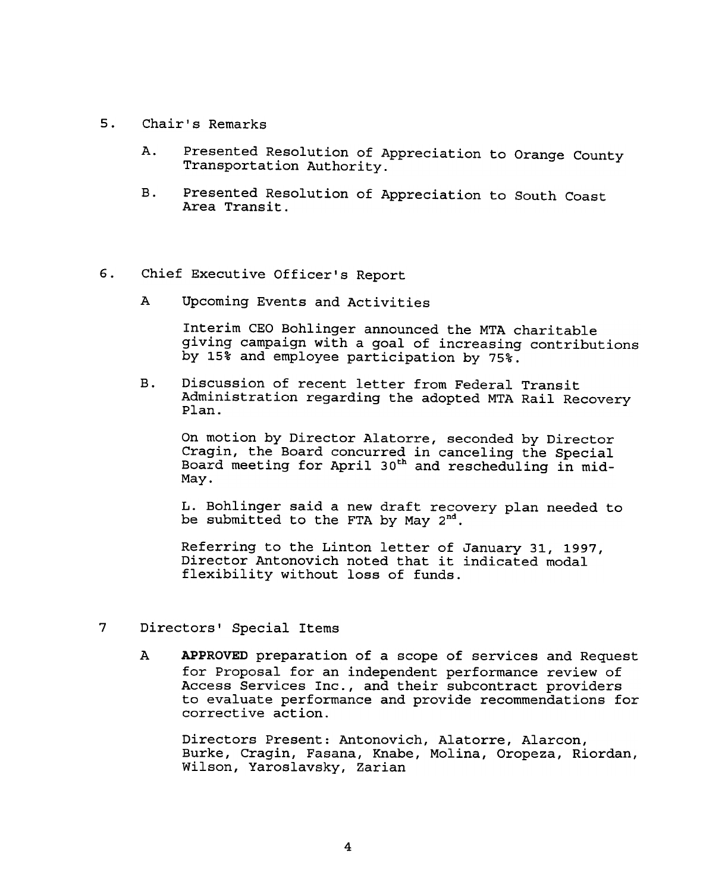5. Chair's Remarks

   A. Presented Resolution of Appreciation to Orange County Transportation Authority.

   B. Presented Resolution of Appreciation to South Coast Area Transit.

6. Chief Executive Officer's Report

   A Upcoming Events and Activities

      Interim CEO Bohlinger announced the MTA charitable giving campaign with a goal of increasing contributions by 15% and employee participation by 75%.

   B. Discussion of recent letter from Federal Transit Administration regarding the adopted MTA Rail Recovery Plan.

      On motion by Director Alatorre, seconded by Director Cragin, the Board concurred in canceling the Special Board meeting for April 30th and rescheduling in mid-May.

      L. Bohlinger said a new draft recovery plan needed to be submitted to the FTA by May 2nd.

      Referring to the Linton letter of January 31, 1997, Director Antonovich noted that it indicated modal flexibility without loss of funds.

7 Directors' Special Items

   A **APPROVED** preparation of a scope of services and Request for Proposal for an independent performance review of Access Services Inc., and their subcontract providers to evaluate performance and provide recommendations for corrective action.

      Directors Present: Antonovich, Alatorre, Alarcon, Burke, Cragin, Fasana, Knabe, Molina, Oropeza, Riordan, Wilson, Yaroslavsky, Zarian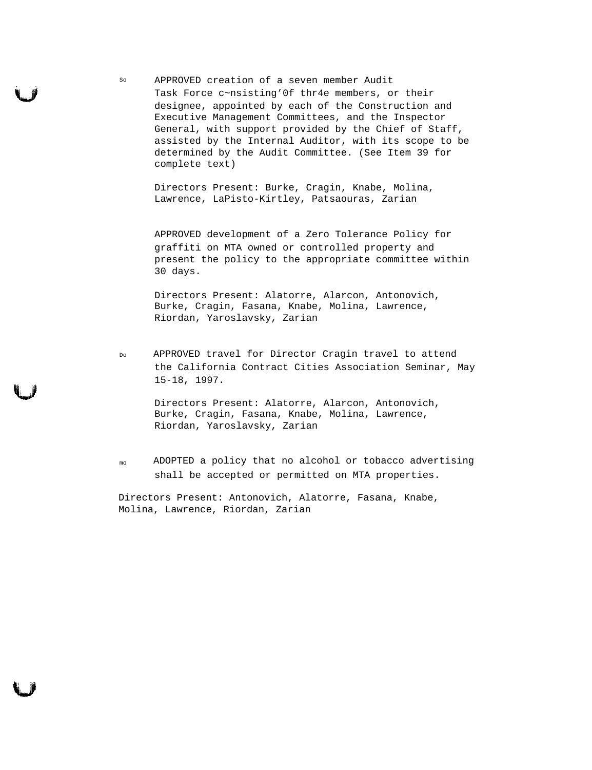So APPROVED creation of a seven member Audit Task Force c~nsisting’0f thr4e members, or their designee, appointed by each of the Construction and Executive Management Committees, and the Inspector General, with support provided by the Chief of Staff, assisted by the Internal Auditor, with its scope to be determined by the Audit Committee. (See Item 39 for complete text)

Directors Present: Burke, Cragin, Knabe, Molina, Lawrence, LaPisto-Kirtley, Patsaouras, Zarian

APPROVED development of a Zero Tolerance Policy for graffiti on MTA owned or controlled property and present the policy to the appropriate committee within 30 days.

Directors Present: Alatorre, Alarcon, Antonovich, Burke, Cragin, Fasana, Knabe, Molina, Lawrence, Riordan, Yaroslavsky, Zarian

Do APPROVED travel for Director Cragin travel to attend the California Contract Cities Association Seminar, May 15-18, 1997.

Directors Present: Alatorre, Alarcon, Antonovich, Burke, Cragin, Fasana, Knabe, Molina, Lawrence, Riordan, Yaroslavsky, Zarian

mo ADOPTED a policy that no alcohol or tobacco advertising shall be accepted or permitted on MTA properties.

Directors Present: Antonovich, Alatorre, Fasana, Knabe, Molina, Lawrence, Riordan, Zarian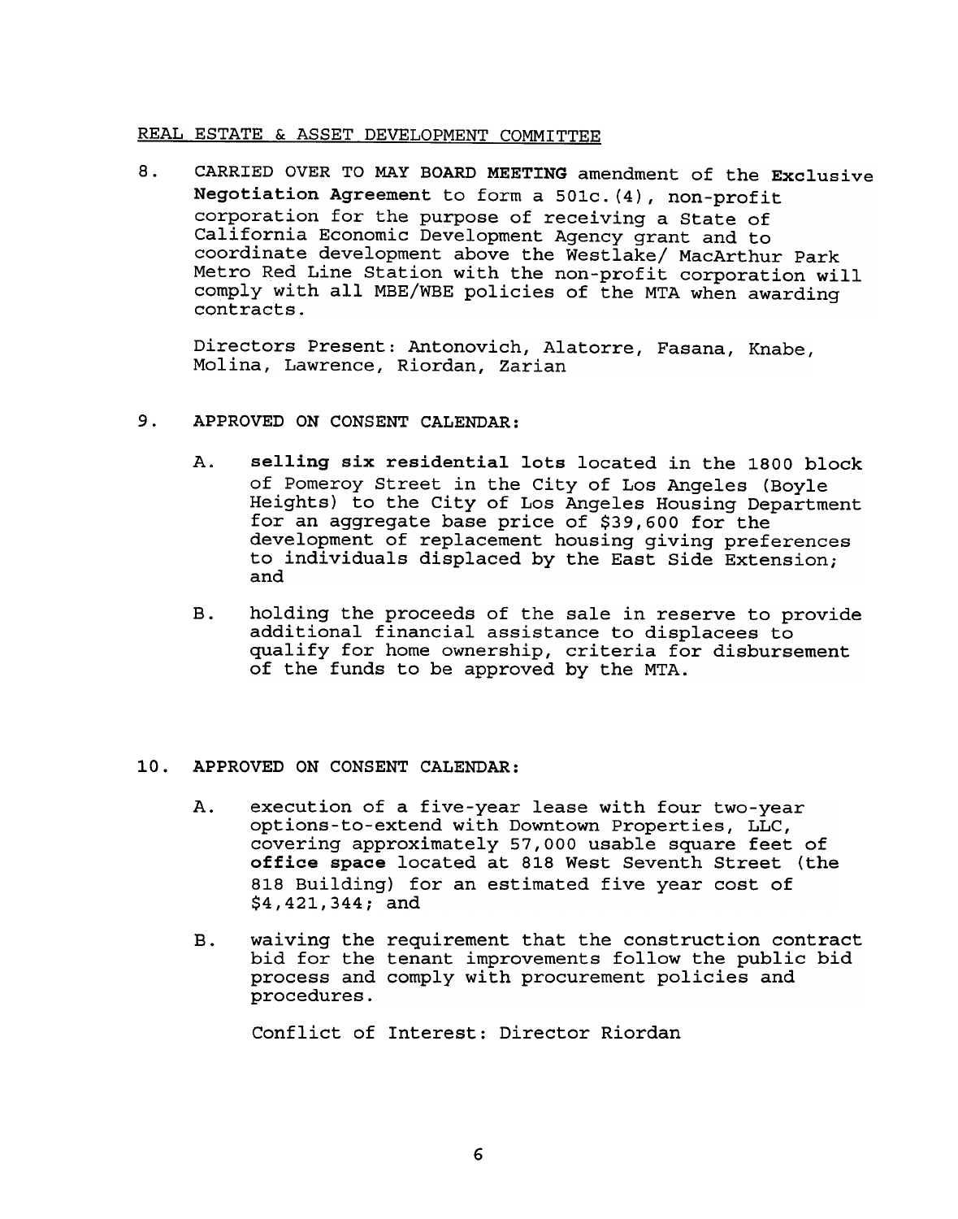REAL ESTATE & ASSET DEVELOPMENT COMMITTEE

8. CARRIED OVER TO MAY BOARD MEETING amendment of the **Exclusive Negotiation Agreement** to form a 501c.(4), non-profit corporation for the purpose of receiving a State of California Economic Development Agency grant and to coordinate development above the Westlake/ MacArthur Park Metro Red Line Station with the non-profit corporation will comply with all MBE/WBE policies of the MTA when awarding contracts.

   Directors Present: Antonovich, Alatorre, Fasana, Knabe, Molina, Lawrence, Riordan, Zarian

9. APPROVED ON CONSENT CALENDAR:

   A. **selling six residential lots** located in the 1800 block of Pomeroy Street in the City of Los Angeles (Boyle Heights) to the City of Los Angeles Housing Department for an aggregate base price of $39,600 for the development of replacement housing giving preferences to individuals displaced by the East Side Extension; and

   B. holding the proceeds of the sale in reserve to provide additional financial assistance to displacees to qualify for home ownership, criteria for disbursement of the funds to be approved by the MTA.

10. APPROVED ON CONSENT CALENDAR:

   A. execution of a five-year lease with four two-year options-to-extend with Downtown Properties, LLC, covering approximately 57,000 usable square feet of **office space** located at 818 West Seventh Street (the 818 Building) for an estimated five year cost of $4,421,344; and

   B. waiving the requirement that the construction contract bid for the tenant improvements follow the public bid process and comply with procurement policies and procedures.

   Conflict of Interest: Director Riordan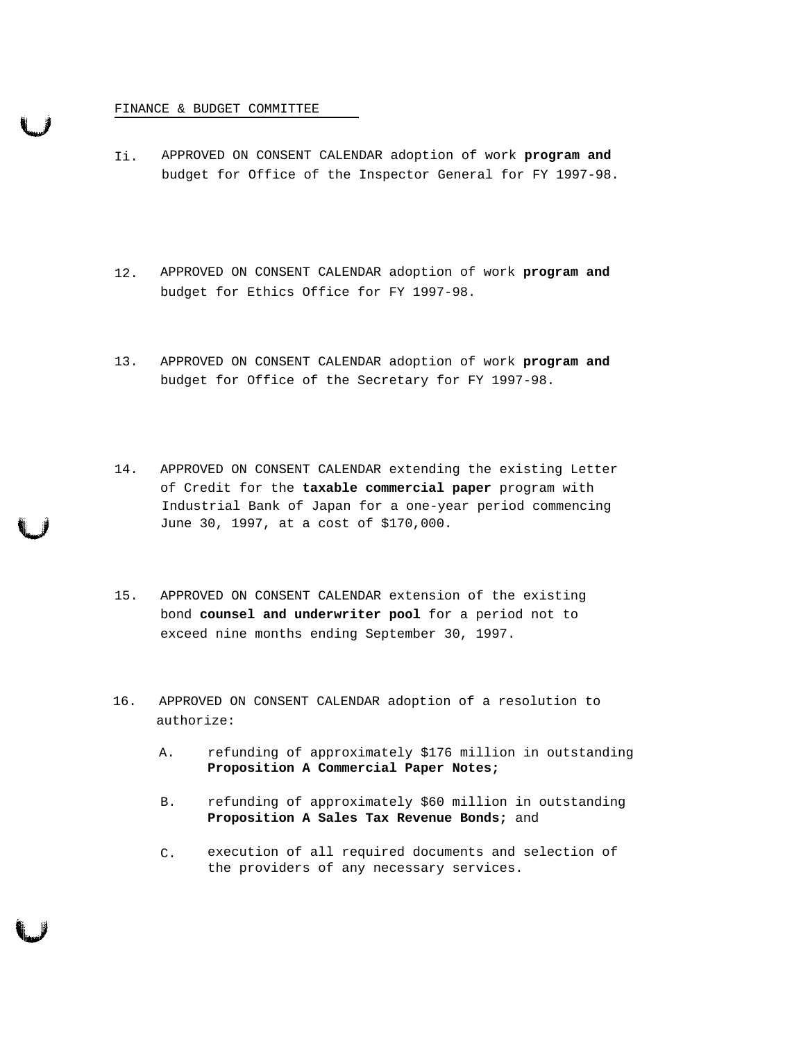FINANCE & BUDGET COMMITTEE

Ii. APPROVED ON CONSENT CALENDAR adoption of work **program and** budget for Office of the Inspector General for FY 1997-98.

12. APPROVED ON CONSENT CALENDAR adoption of work **program and** budget for Ethics Office for FY 1997-98.

13. APPROVED ON CONSENT CALENDAR adoption of work **program and** budget for Office of the Secretary for FY 1997-98.

14. APPROVED ON CONSENT CALENDAR extending the existing Letter of Credit for the **taxable commercial paper** program with Industrial Bank of Japan for a one-year period commencing June 30, 1997, at a cost of $170,000.

15. APPROVED ON CONSENT CALENDAR extension of the existing bond **counsel and underwriter pool** for a period not to exceed nine months ending September 30, 1997.

16. APPROVED ON CONSENT CALENDAR adoption of a resolution to authorize:

    A. refunding of approximately $176 million in outstanding **Proposition A Commercial Paper Notes;**

    B. refunding of approximately $60 million in outstanding **Proposition A Sales Tax Revenue Bonds;** and

    C. execution of all required documents and selection of the providers of any necessary services.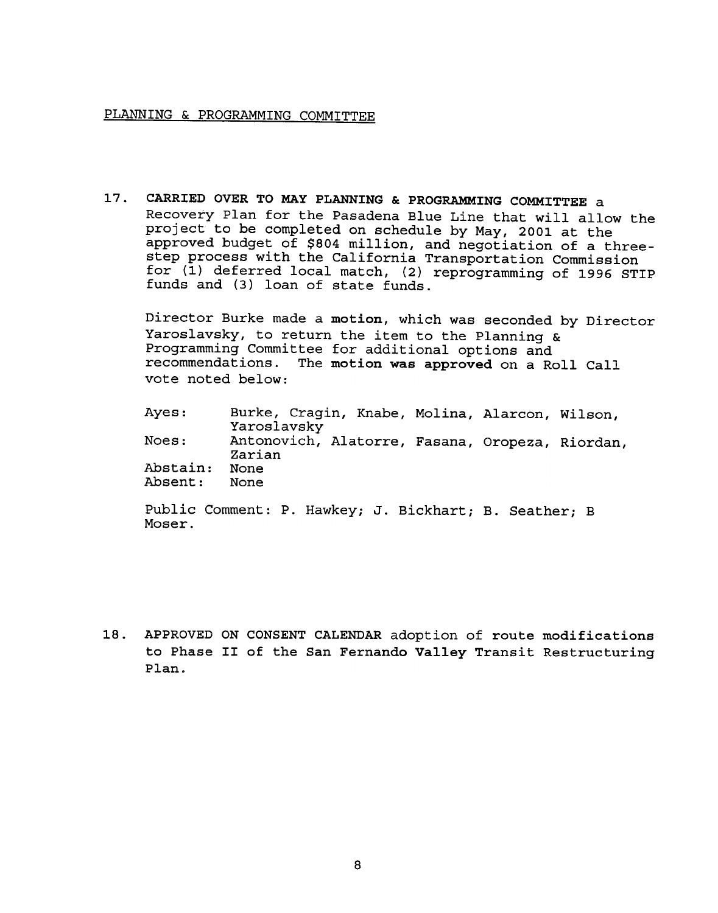PLANNING & PROGRAMMING COMMITTEE

17. **CARRIED OVER TO MAY PLANNING & PROGRAMMING COMMITTEE** a Recovery Plan for the Pasadena Blue Line that will allow the project to be completed on schedule by May, 2001 at the approved budget of $804 million, and negotiation of a three-step process with the California Transportation Commission for (1) deferred local match, (2) reprogramming of 1996 STIP funds and (3) loan of state funds.

    Director Burke made a **motion**, which was seconded by Director Yaroslavsky, to return the item to the Planning & Programming Committee for additional options and recommendations. The **motion was approved** on a Roll Call vote noted below:

    | | |
    |---|---|
    | Ayes: | Burke, Cragin, Knabe, Molina, Alarcon, Wilson, Yaroslavsky |
    | Noes: | Antonovich, Alatorre, Fasana, Oropeza, Riordan, Zarian |
    | Abstain: | None |
    | Absent: | None |

    Public Comment: P. Hawkey; J. Bickhart; B. Seather; B Moser.

18. **APPROVED ON CONSENT CALENDAR** adoption of **route modifications to Phase II of the San Fernando Valley** Transit Restructuring Plan.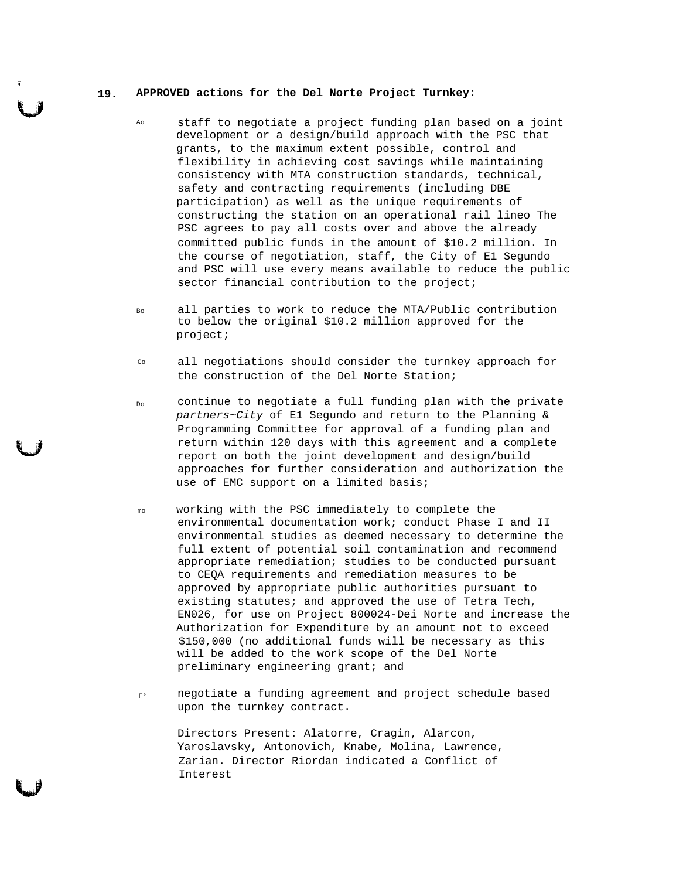19. **APPROVED actions for the Del Norte Project Turnkey:**

Ao staff to negotiate a project funding plan based on a joint development or a design/build approach with the PSC that grants, to the maximum extent possible, control and flexibility in achieving cost savings while maintaining consistency with MTA construction standards, technical, safety and contracting requirements (including DBE participation) as well as the unique requirements of constructing the station on an operational rail lineo The PSC agrees to pay all costs over and above the already committed public funds in the amount of $10.2 million. In the course of negotiation, staff, the City of E1 Segundo and PSC will use every means available to reduce the public sector financial contribution to the project;

Bo all parties to work to reduce the MTA/Public contribution to below the original $10.2 million approved for the project;

Co all negotiations should consider the turnkey approach for the construction of the Del Norte Station;

Do continue to negotiate a full funding plan with the private *partners~City* of E1 Segundo and return to the Planning & Programming Committee for approval of a funding plan and return within 120 days with this agreement and a complete report on both the joint development and design/build approaches for further consideration and authorization the use of EMC support on a limited basis;

mo working with the PSC immediately to complete the environmental documentation work; conduct Phase I and II environmental studies as deemed necessary to determine the full extent of potential soil contamination and recommend appropriate remediation; studies to be conducted pursuant to CEQA requirements and remediation measures to be approved by appropriate public authorities pursuant to existing statutes; and approved the use of Tetra Tech, EN026, for use on Project 800024-Dei Norte and increase the Authorization for Expenditure by an amount not to exceed $150,000 (no additional funds will be necessary as this will be added to the work scope of the Del Norte preliminary engineering grant; and

F° negotiate a funding agreement and project schedule based upon the turnkey contract.

Directors Present: Alatorre, Cragin, Alarcon, Yaroslavsky, Antonovich, Knabe, Molina, Lawrence, Zarian. Director Riordan indicated a Conflict of Interest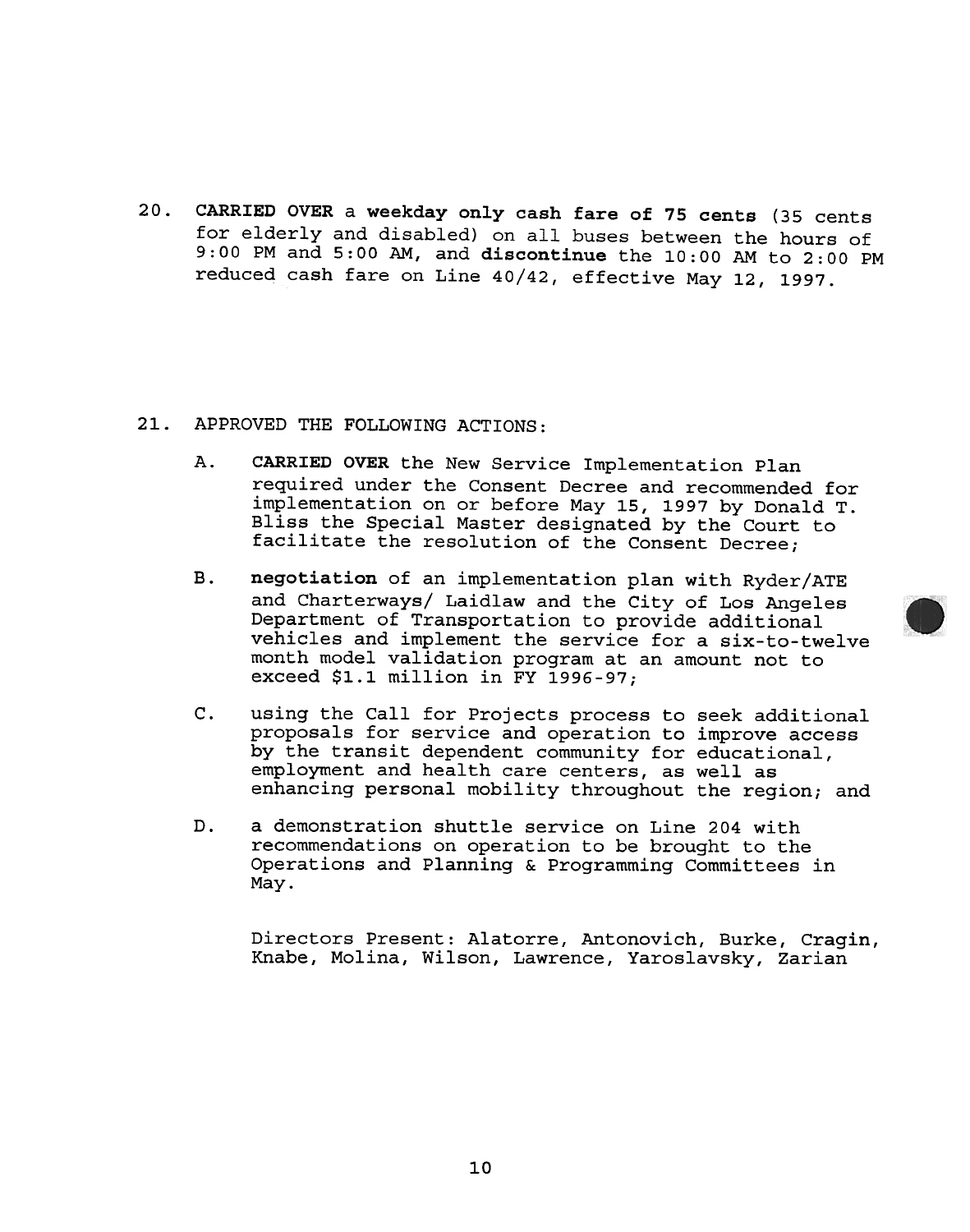20. **CARRIED OVER** a **weekday only cash fare of 75 cents** (35 cents for elderly and disabled) on all buses between the hours of 9:00 PM and 5:00 AM, and **discontinue** the 10:00 AM to 2:00 PM reduced cash fare on Line 40/42, effective May 12, 1997.

21. APPROVED THE FOLLOWING ACTIONS:

    A. **CARRIED OVER** the New Service Implementation Plan required under the Consent Decree and recommended for implementation on or before May 15, 1997 by Donald T. Bliss the Special Master designated by the Court to facilitate the resolution of the Consent Decree;

    B. **negotiation** of an implementation plan with Ryder/ATE and Charterways/ Laidlaw and the City of Los Angeles Department of Transportation to provide additional vehicles and implement the service for a six-to-twelve month model validation program at an amount not to exceed $1.1 million in FY 1996-97;

    C. using the Call for Projects process to seek additional proposals for service and operation to improve access by the transit dependent community for educational, employment and health care centers, as well as enhancing personal mobility throughout the region; and

    D. a demonstration shuttle service on Line 204 with recommendations on operation to be brought to the Operations and Planning & Programming Committees in May.

    Directors Present: Alatorre, Antonovich, Burke, Cragin, Knabe, Molina, Wilson, Lawrence, Yaroslavsky, Zarian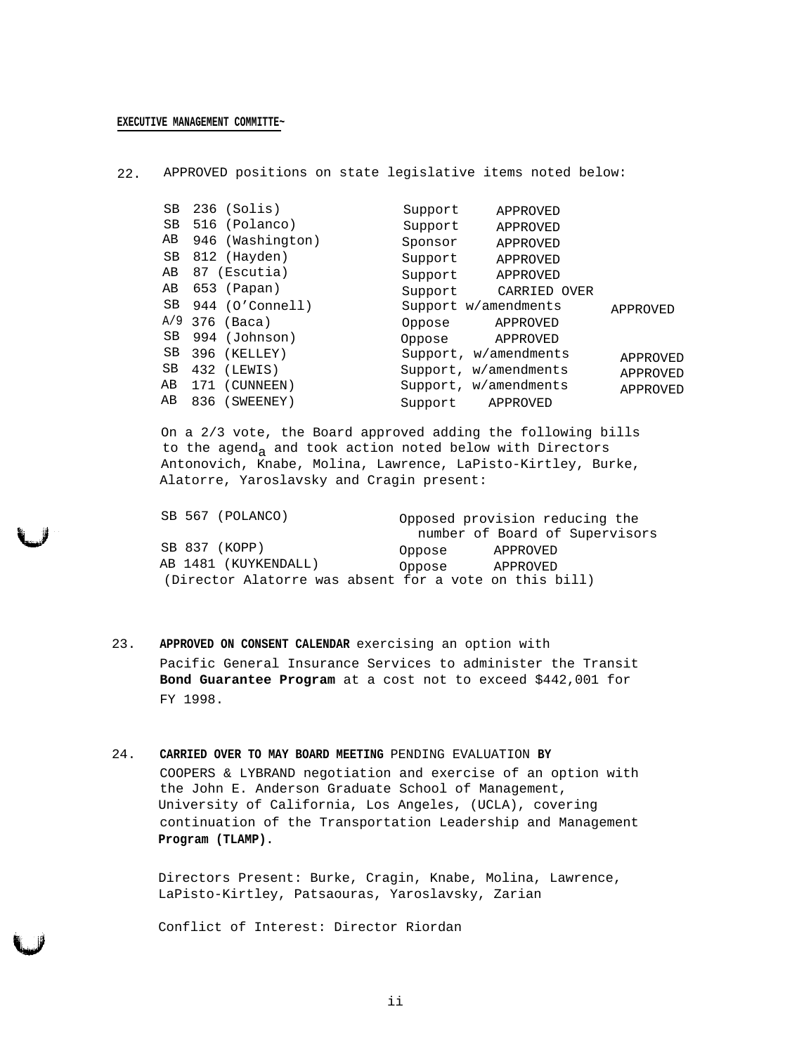**EXECUTIVE MANAGEMENT COMMITTE~**

22. APPROVED positions on state legislative items noted below:

| Bill | Position | Action |
|---|---|---|
| SB 236 (Solis) | Support | APPROVED |
| SB 516 (Polanco) | Support | APPROVED |
| AB 946 (Washington) | Sponsor | APPROVED |
| SB 812 (Hayden) | Support | APPROVED |
| AB 87 (Escutia) | Support | APPROVED |
| AB 653 (Papan) | Support | CARRIED OVER |
| SB 944 (O'Connell) | Support w/amendments | APPROVED |
| A/9 376 (Baca) | Oppose | APPROVED |
| SB 994 (Johnson) | Oppose | APPROVED |
| SB 396 (KELLEY) | Support, w/amendments | APPROVED |
| SB 432 (LEWIS) | Support, w/amendments | APPROVED |
| AB 171 (CUNNEEN) | Support, w/amendments | APPROVED |
| AB 836 (SWEENEY) | Support | APPROVED |

On a 2/3 vote, the Board approved adding the following bills to the agenda and took action noted below with Directors Antonovich, Knabe, Molina, Lawrence, LaPisto-Kirtley, Burke, Alatorre, Yaroslavsky and Cragin present:

| Bill | Action |
|---|---|
| SB 567 (POLANCO) | Opposed provision reducing the number of Board of Supervisors |
| SB 837 (KOPP) | Oppose APPROVED |
| AB 1481 (KUYKENDALL) | Oppose APPROVED |

(Director Alatorre was absent for a vote on this bill)

23. **APPROVED ON CONSENT CALENDAR** exercising an option with Pacific General Insurance Services to administer the Transit **Bond Guarantee Program** at a cost not to exceed $442,001 for FY 1998.

24. **CARRIED OVER TO MAY BOARD MEETING** PENDING EVALUATION **BY** COOPERS & LYBRAND negotiation and exercise of an option with the John E. Anderson Graduate School of Management, University of California, Los Angeles, (UCLA), covering continuation of the Transportation Leadership and Management **Program (TLAMP).**

Directors Present: Burke, Cragin, Knabe, Molina, Lawrence, LaPisto-Kirtley, Patsaouras, Yaroslavsky, Zarian

Conflict of Interest: Director Riordan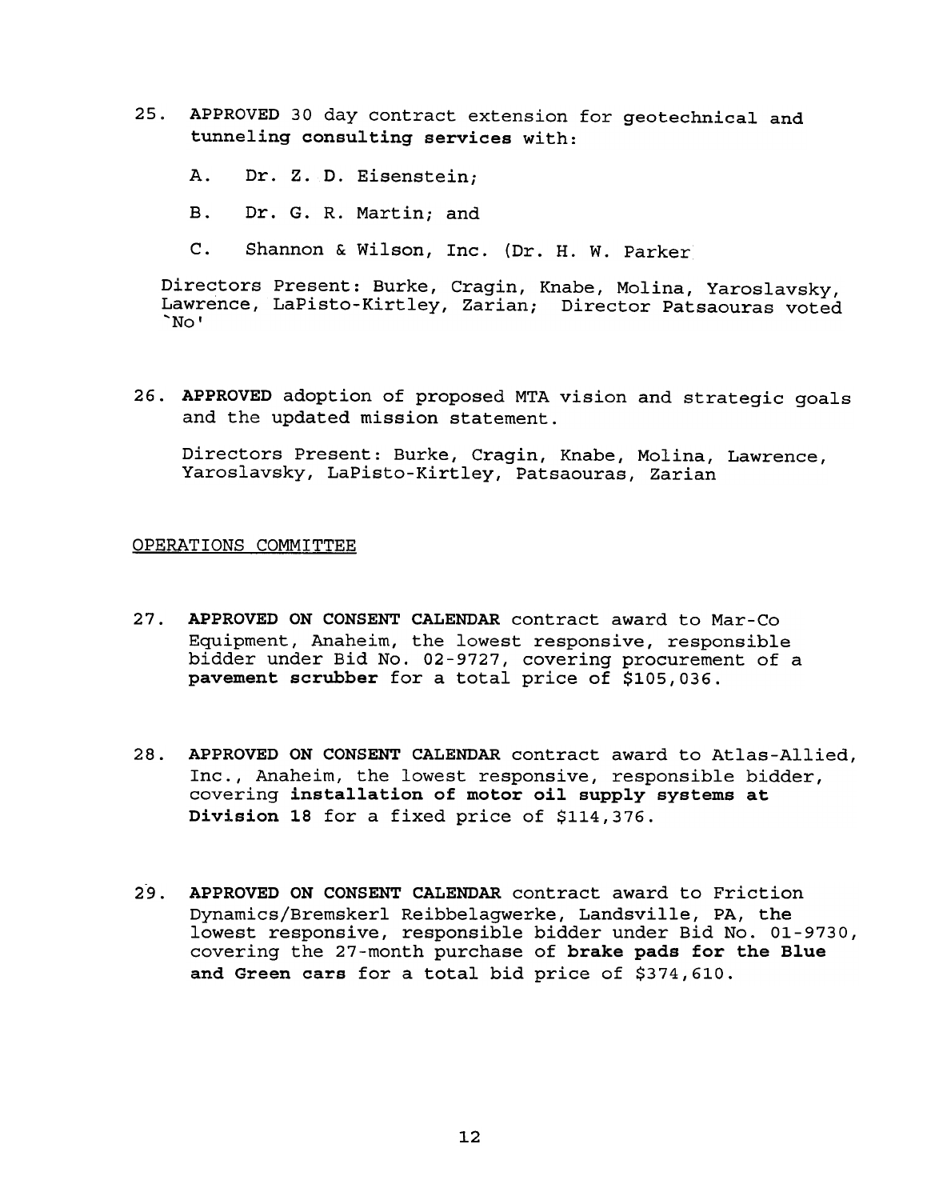25. **APPROVED** 30 day contract extension for **geotechnical and tunneling consulting services** with:

    A. Dr. Z. D. Eisenstein;

    B. Dr. G. R. Martin; and

    C. Shannon & Wilson, Inc. (Dr. H. W. Parker

    Directors Present: Burke, Cragin, Knabe, Molina, Yaroslavsky, Lawrence, LaPisto-Kirtley, Zarian; Director Patsaouras voted `No'

26. **APPROVED** adoption of proposed MTA vision and strategic goals and the updated mission statement.

    Directors Present: Burke, Cragin, Knabe, Molina, Lawrence, Yaroslavsky, LaPisto-Kirtley, Patsaouras, Zarian

OPERATIONS COMMITTEE

27. **APPROVED ON CONSENT CALENDAR** contract award to Mar-Co Equipment, Anaheim, the lowest responsive, responsible bidder under Bid No. 02-9727, covering procurement of a **pavement scrubber** for a total price of $105,036.

28. **APPROVED ON CONSENT CALENDAR** contract award to Atlas-Allied, Inc., Anaheim, the lowest responsive, responsible bidder, covering **installation of motor oil supply systems at Division 18** for a fixed price of $114,376.

29. **APPROVED ON CONSENT CALENDAR** contract award to Friction Dynamics/Bremskerl Reibbelagwerke, Landsville, PA, the lowest responsive, responsible bidder under Bid No. 01-9730, covering the 27-month purchase of **brake pads for the Blue and Green cars** for a total bid price of $374,610.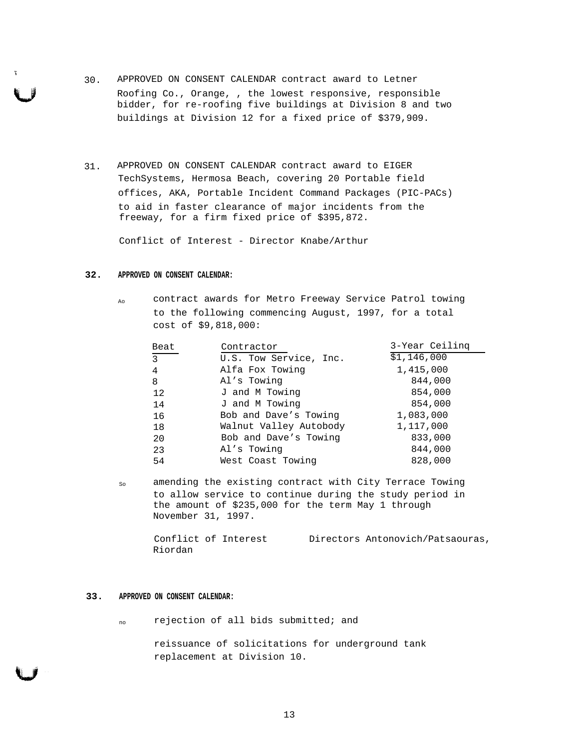30. APPROVED ON CONSENT CALENDAR contract award to Letner Roofing Co., Orange, , the lowest responsive, responsible bidder, for re-roofing five buildings at Division 8 and two buildings at Division 12 for a fixed price of $379,909.

31. APPROVED ON CONSENT CALENDAR contract award to EIGER TechSystems, Hermosa Beach, covering 20 Portable field offices, AKA, Portable Incident Command Packages (PIC-PACs) to aid in faster clearance of major incidents from the freeway, for a firm fixed price of $395,872.

    Conflict of Interest - Director Knabe/Arthur

**32. APPROVED ON CONSENT CALENDAR:**

Ao contract awards for Metro Freeway Service Patrol towing to the following commencing August, 1997, for a total cost of $9,818,000:

| Beat | Contractor | 3-Year Ceilinq |
|---|---|---|
| 3 | U.S. Tow Service, Inc. | $1,146,000 |
| 4 | Alfa Fox Towing | 1,415,000 |
| 8 | Al's Towing | 844,000 |
| 12 | J and M Towing | 854,000 |
| 14 | J and M Towing | 854,000 |
| 16 | Bob and Dave's Towing | 1,083,000 |
| 18 | Walnut Valley Autobody | 1,117,000 |
| 20 | Bob and Dave's Towing | 833,000 |
| 23 | Al's Towing | 844,000 |
| 54 | West Coast Towing | 828,000 |

So amending the existing contract with City Terrace Towing to allow service to continue during the study period in the amount of $235,000 for the term May 1 through November 31, 1997.

Conflict of Interest Directors Antonovich/Patsaouras, Riordan

**33. APPROVED ON CONSENT CALENDAR:**

no rejection of all bids submitted; and

reissuance of solicitations for underground tank replacement at Division 10.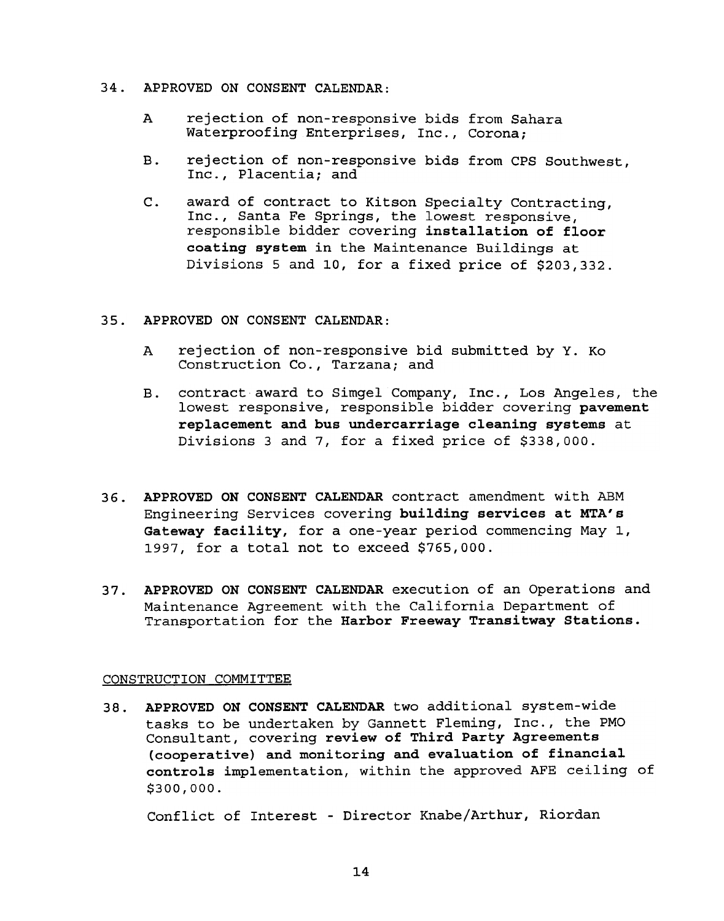34. APPROVED ON CONSENT CALENDAR:

    A rejection of non-responsive bids from Sahara Waterproofing Enterprises, Inc., Corona;

    B. rejection of non-responsive bids from CPS Southwest, Inc., Placentia; and

    C. award of contract to Kitson Specialty Contracting, Inc., Santa Fe Springs, the lowest responsive, responsible bidder covering **installation of floor coating system** in the Maintenance Buildings at Divisions 5 and 10, for a fixed price of $203,332.

35. APPROVED ON CONSENT CALENDAR:

    A rejection of non-responsive bid submitted by Y. Ko Construction Co., Tarzana; and

    B. contract award to Simgel Company, Inc., Los Angeles, the lowest responsive, responsible bidder covering **pavement replacement and bus undercarriage cleaning systems** at Divisions 3 and 7, for a fixed price of $338,000.

36. **APPROVED ON CONSENT CALENDAR** contract amendment with ABM Engineering Services covering **building services at MTA's Gateway facility**, for a one-year period commencing May 1, 1997, for a total not to exceed $765,000.

37. **APPROVED ON CONSENT CALENDAR** execution of an Operations and Maintenance Agreement with the California Department of Transportation for the **Harbor Freeway Transitway Stations.**

CONSTRUCTION COMMITTEE

38. **APPROVED ON CONSENT CALENDAR** two additional system-wide tasks to be undertaken by Gannett Fleming, Inc., the PMO Consultant, covering **review of Third Party Agreements (cooperative) and monitoring and evaluation of financial controls implementation**, within the approved AFE ceiling of $300,000.

    Conflict of Interest - Director Knabe/Arthur, Riordan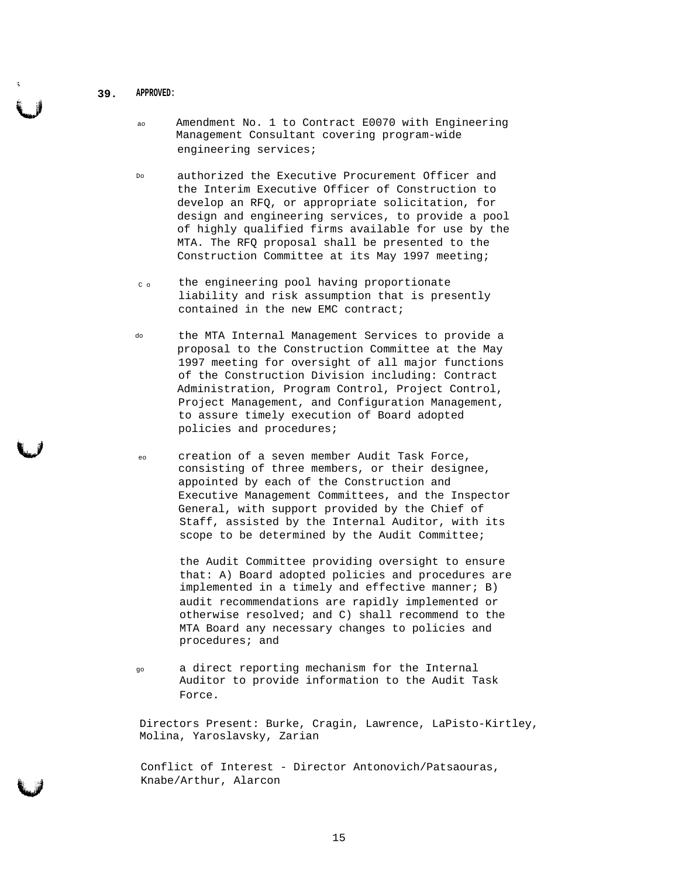**39. APPROVED:**

a. Amendment No. 1 to Contract E0070 with Engineering Management Consultant covering program-wide engineering services;

b. authorized the Executive Procurement Officer and the Interim Executive Officer of Construction to develop an RFQ, or appropriate solicitation, for design and engineering services, to provide a pool of highly qualified firms available for use by the MTA. The RFQ proposal shall be presented to the Construction Committee at its May 1997 meeting;

c. the engineering pool having proportionate liability and risk assumption that is presently contained in the new EMC contract;

d. the MTA Internal Management Services to provide a proposal to the Construction Committee at the May 1997 meeting for oversight of all major functions of the Construction Division including: Contract Administration, Program Control, Project Control, Project Management, and Configuration Management, to assure timely execution of Board adopted policies and procedures;

e. creation of a seven member Audit Task Force, consisting of three members, or their designee, appointed by each of the Construction and Executive Management Committees, and the Inspector General, with support provided by the Chief of Staff, assisted by the Internal Auditor, with its scope to be determined by the Audit Committee;

the Audit Committee providing oversight to ensure that: A) Board adopted policies and procedures are implemented in a timely and effective manner; B) audit recommendations are rapidly implemented or otherwise resolved; and C) shall recommend to the MTA Board any necessary changes to policies and procedures; and

g. a direct reporting mechanism for the Internal Auditor to provide information to the Audit Task Force.

Directors Present: Burke, Cragin, Lawrence, LaPisto-Kirtley, Molina, Yaroslavsky, Zarian

Conflict of Interest - Director Antonovich/Patsaouras, Knabe/Arthur, Alarcon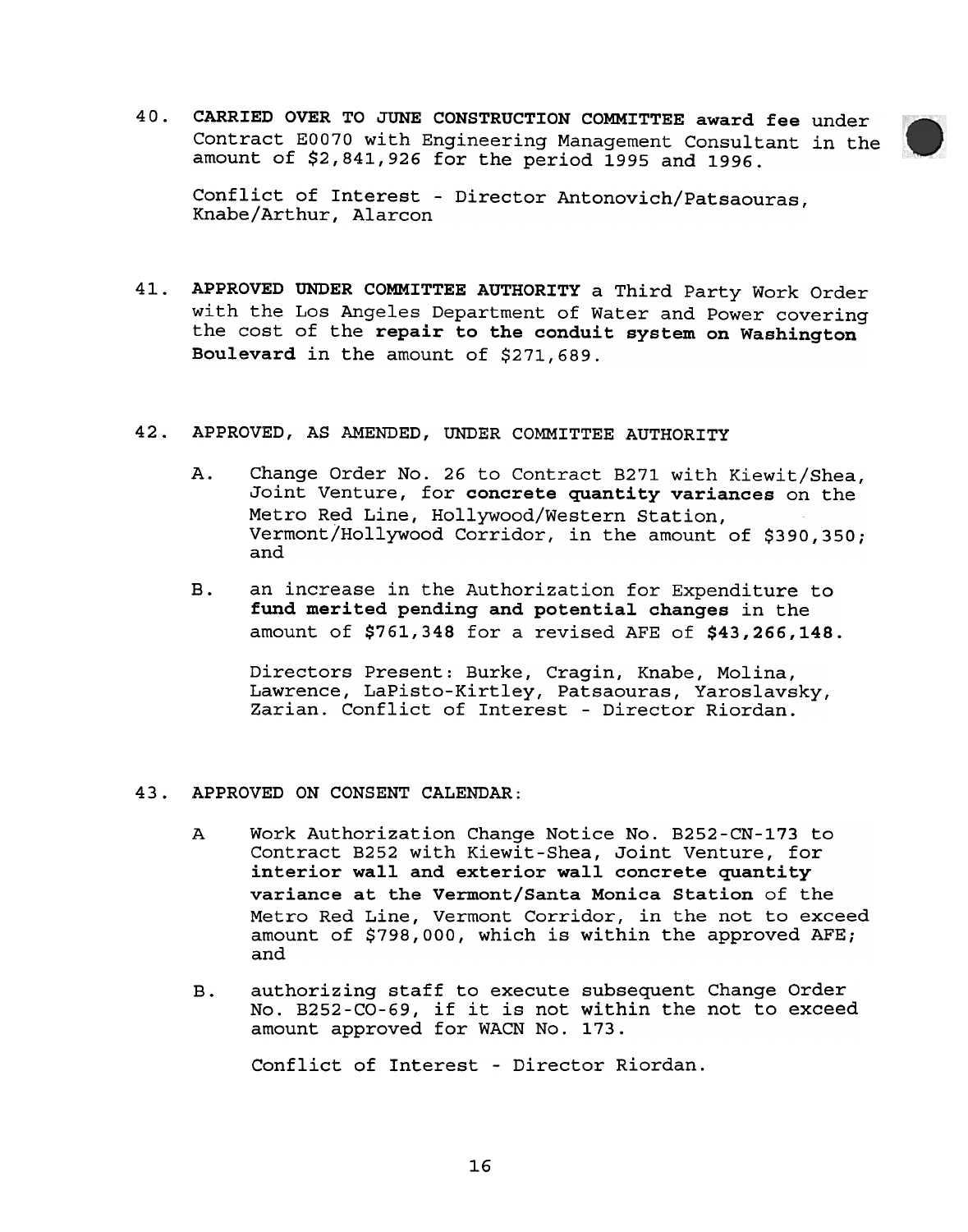40. **CARRIED OVER TO JUNE CONSTRUCTION COMMITTEE award fee** under Contract E0070 with Engineering Management Consultant in the amount of $2,841,926 for the period 1995 and 1996.

 Conflict of Interest - Director Antonovich/Patsaouras, Knabe/Arthur, Alarcon

41. **APPROVED UNDER COMMITTEE AUTHORITY** a Third Party Work Order with the Los Angeles Department of Water and Power covering the cost of the **repair to the conduit system on Washington Boulevard** in the amount of $271,689.

42. APPROVED, AS AMENDED, UNDER COMMITTEE AUTHORITY

 A. Change Order No. 26 to Contract B271 with Kiewit/Shea, Joint Venture, for **concrete quantity variances** on the Metro Red Line, Hollywood/Western Station, Vermont/Hollywood Corridor, in the amount of $390,350; and

 B. an increase in the Authorization for Expenditure to **fund merited pending and potential changes** in the amount of **$761,348** for a revised AFE of **$43,266,148.**

 Directors Present: Burke, Cragin, Knabe, Molina, Lawrence, LaPisto-Kirtley, Patsaouras, Yaroslavsky, Zarian. Conflict of Interest - Director Riordan.

43. APPROVED ON CONSENT CALENDAR:

 A Work Authorization Change Notice No. B252-CN-173 to Contract B252 with Kiewit-Shea, Joint Venture, for **interior wall and exterior wall concrete quantity variance at the Vermont/Santa Monica Station** of the Metro Red Line, Vermont Corridor, in the not to exceed amount of $798,000, which is within the approved AFE; and

 B. authorizing staff to execute subsequent Change Order No. B252-CO-69, if it is not within the not to exceed amount approved for WACN No. 173.

 Conflict of Interest - Director Riordan.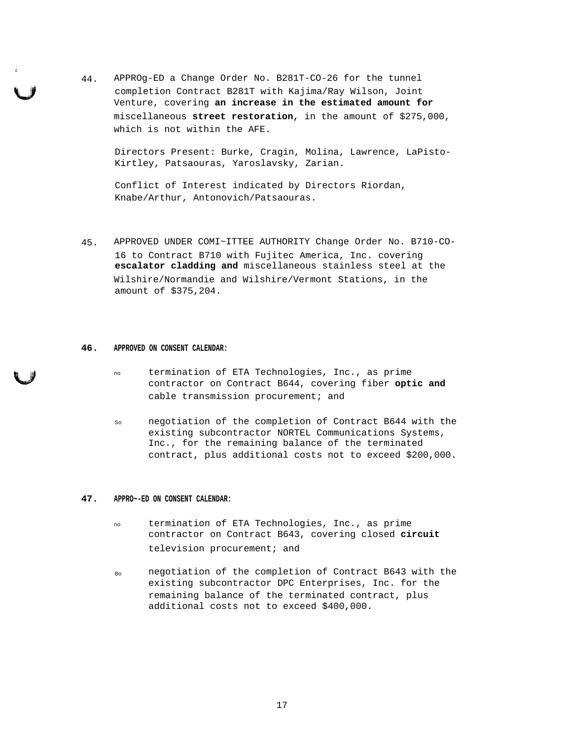44. APPROg-ED a Change Order No. B281T-CO-26 for the tunnel completion Contract B281T with Kajima/Ray Wilson, Joint Venture, covering **an increase in the estimated amount for** miscellaneous **street restoration,** in the amount of $275,000, which is not within the AFE.

Directors Present: Burke, Cragin, Molina, Lawrence, LaPisto-Kirtley, Patsaouras, Yaroslavsky, Zarian.

Conflict of Interest indicated by Directors Riordan, Knabe/Arthur, Antonovich/Patsaouras.

45. APPROVED UNDER COMI~ITTEE AUTHORITY Change Order No. B710-CO-16 to Contract B710 with Fujitec America, Inc. covering **escalator cladding and** miscellaneous stainless steel at the Wilshire/Normandie and Wilshire/Vermont Stations, in the amount of $375,204.

**46. APPROVED ON CONSENT CALENDAR:**

no termination of ETA Technologies, Inc., as prime contractor on Contract B644, covering fiber **optic and** cable transmission procurement; and

So negotiation of the completion of Contract B644 with the existing subcontractor NORTEL Communications Systems, Inc., for the remaining balance of the terminated contract, plus additional costs not to exceed $200,000.

**47. APPRO~-ED ON CONSENT CALENDAR:**

no termination of ETA Technologies, Inc., as prime contractor on Contract B643, covering closed **circuit** television procurement; and

Bo negotiation of the completion of Contract B643 with the existing subcontractor DPC Enterprises, Inc. for the remaining balance of the terminated contract, plus additional costs not to exceed $400,000.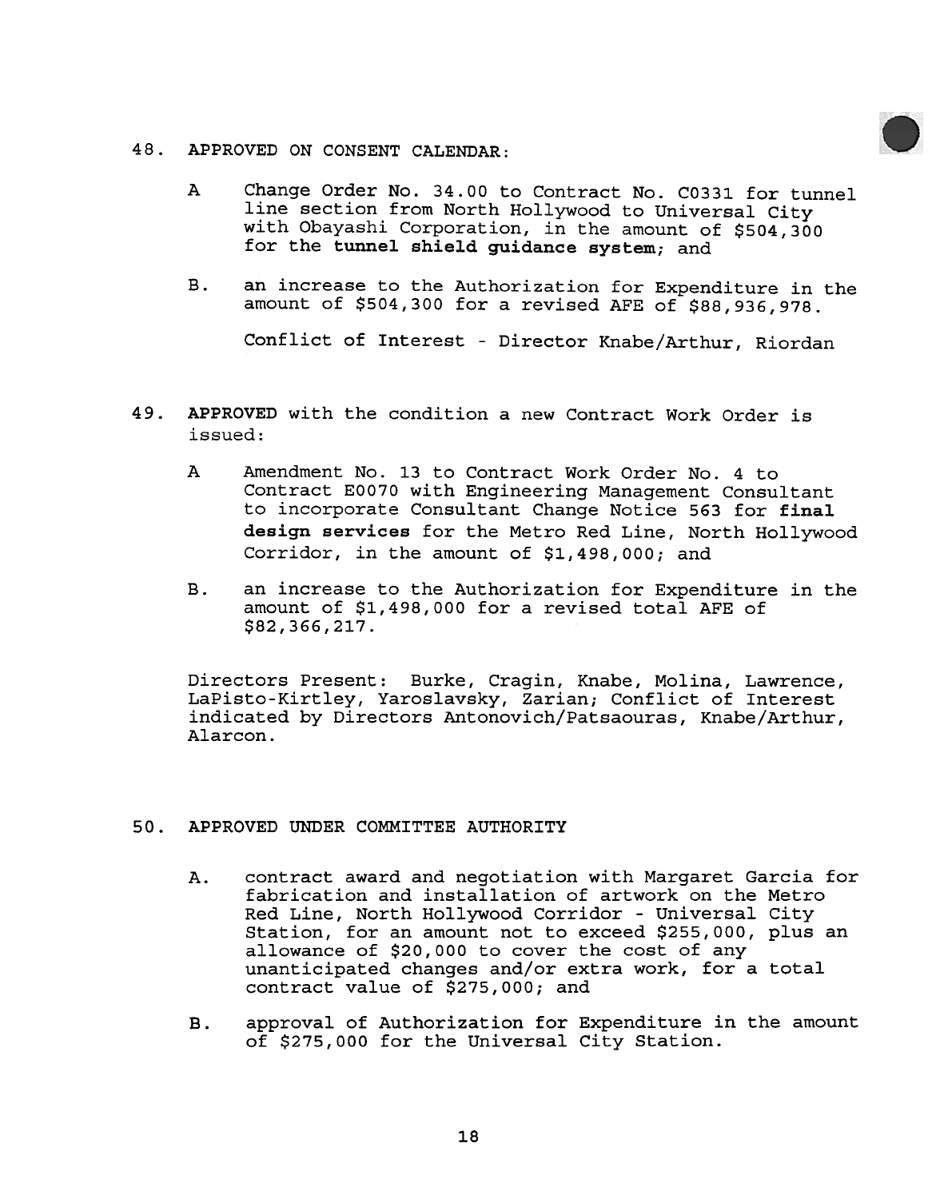48. APPROVED ON CONSENT CALENDAR:

   A Change Order No. 34.00 to Contract No. C0331 for tunnel line section from North Hollywood to Universal City with Obayashi Corporation, in the amount of $504,300 for the **tunnel shield guidance system**; and

   B. an increase to the Authorization for Expenditure in the amount of $504,300 for a revised AFE of $88,936,978.

   Conflict of Interest - Director Knabe/Arthur, Riordan

49. **APPROVED** with the condition a new Contract Work Order is issued:

   A Amendment No. 13 to Contract Work Order No. 4 to Contract E0070 with Engineering Management Consultant to incorporate Consultant Change Notice 563 for **final design services** for the Metro Red Line, North Hollywood Corridor, in the amount of $1,498,000; and

   B. an increase to the Authorization for Expenditure in the amount of $1,498,000 for a revised total AFE of $82,366,217.

   Directors Present: Burke, Cragin, Knabe, Molina, Lawrence, LaPisto-Kirtley, Yaroslavsky, Zarian; Conflict of Interest indicated by Directors Antonovich/Patsaouras, Knabe/Arthur, Alarcon.

50. APPROVED UNDER COMMITTEE AUTHORITY

   A. contract award and negotiation with Margaret Garcia for fabrication and installation of artwork on the Metro Red Line, North Hollywood Corridor - Universal City Station, for an amount not to exceed $255,000, plus an allowance of $20,000 to cover the cost of any unanticipated changes and/or extra work, for a total contract value of $275,000; and

   B. approval of Authorization for Expenditure in the amount of $275,000 for the Universal City Station.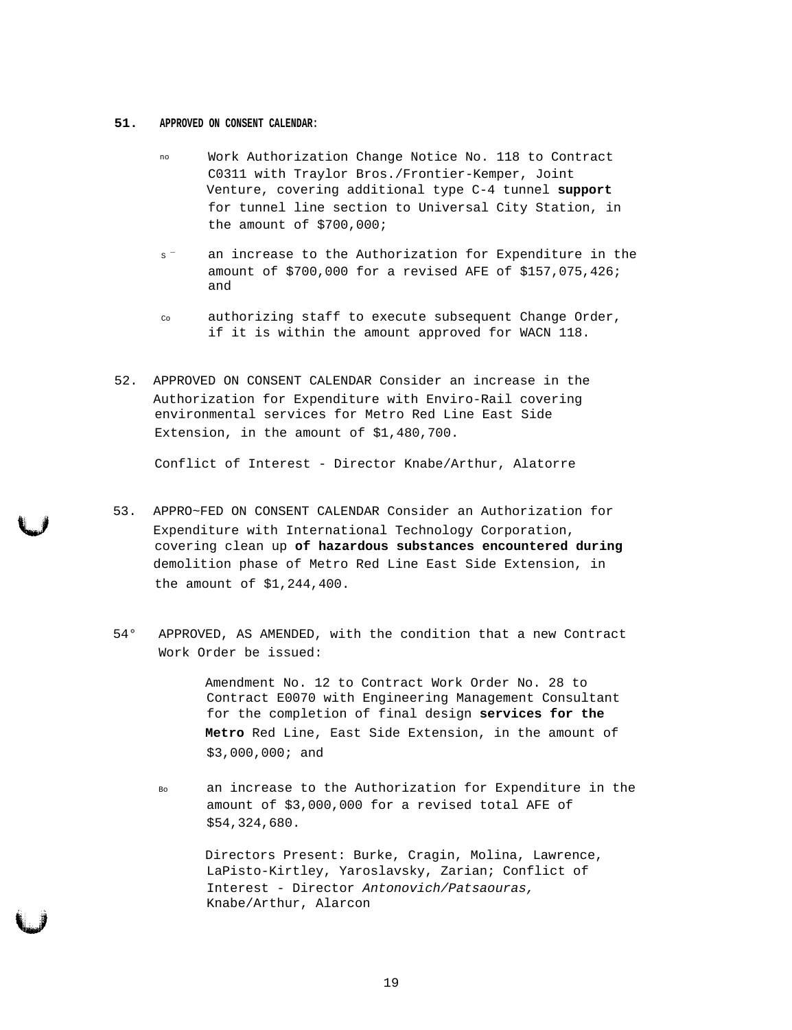**51. APPROVED ON CONSENT CALENDAR:**

no Work Authorization Change Notice No. 118 to Contract C0311 with Traylor Bros./Frontier-Kemper, Joint Venture, covering additional type C-4 tunnel **support** for tunnel line section to Universal City Station, in the amount of $700,000;

s – an increase to the Authorization for Expenditure in the amount of $700,000 for a revised AFE of $157,075,426; and

Co authorizing staff to execute subsequent Change Order, if it is within the amount approved for WACN 118.

52. APPROVED ON CONSENT CALENDAR Consider an increase in the Authorization for Expenditure with Enviro-Rail covering environmental services for Metro Red Line East Side Extension, in the amount of $1,480,700.

Conflict of Interest - Director Knabe/Arthur, Alatorre

53. APPRO~FED ON CONSENT CALENDAR Consider an Authorization for Expenditure with International Technology Corporation, covering clean up **of hazardous substances encountered during** demolition phase of Metro Red Line East Side Extension, in the amount of $1,244,400.

54° APPROVED, AS AMENDED, with the condition that a new Contract Work Order be issued:

Amendment No. 12 to Contract Work Order No. 28 to Contract E0070 with Engineering Management Consultant for the completion of final design **services for the Metro** Red Line, East Side Extension, in the amount of $3,000,000; and

Bo an increase to the Authorization for Expenditure in the amount of $3,000,000 for a revised total AFE of $54,324,680.

Directors Present: Burke, Cragin, Molina, Lawrence, LaPisto-Kirtley, Yaroslavsky, Zarian; Conflict of Interest - Director *Antonovich/Patsaouras,* Knabe/Arthur, Alarcon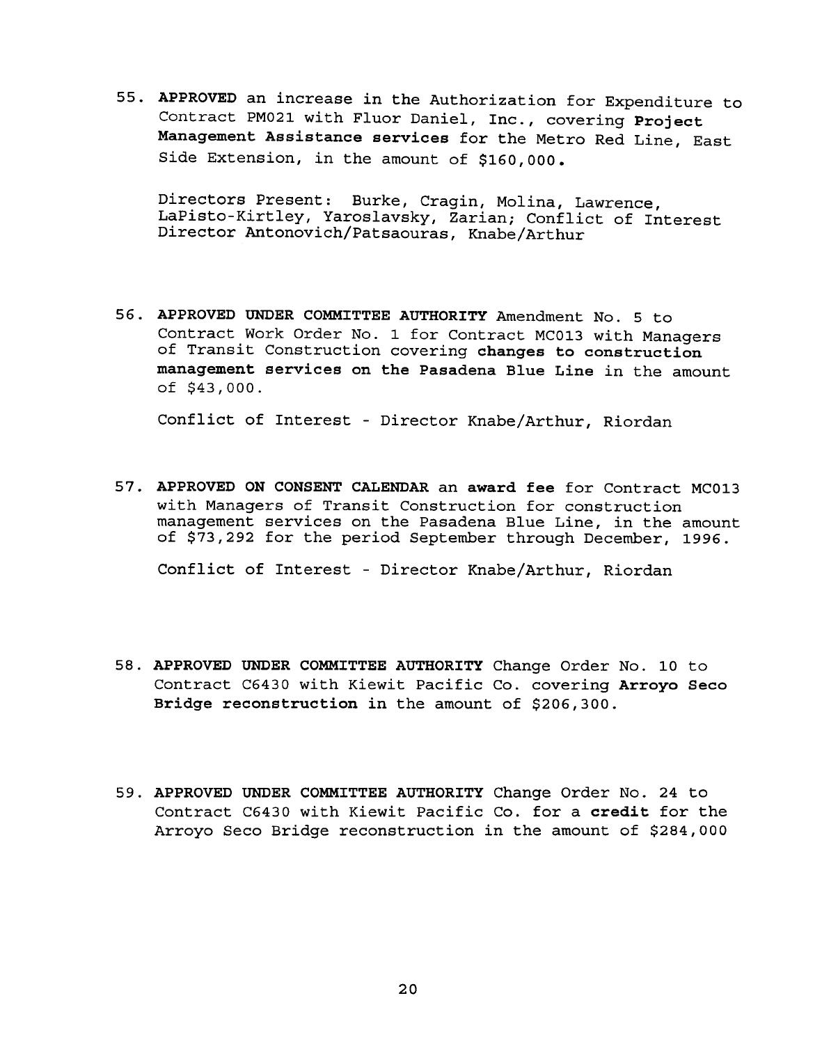55. **APPROVED** an increase in the Authorization for Expenditure to Contract PM021 with Fluor Daniel, Inc., covering **Project Management Assistance services** for the Metro Red Line, East Side Extension, in the amount of **$160,000.**

   Directors Present: Burke, Cragin, Molina, Lawrence, LaPisto-Kirtley, Yaroslavsky, Zarian; Conflict of Interest Director Antonovich/Patsaouras, Knabe/Arthur

56. **APPROVED UNDER COMMITTEE AUTHORITY** Amendment No. 5 to Contract Work Order No. 1 for Contract MC013 with Managers of Transit Construction covering **changes to construction management services on the Pasadena Blue Line** in the amount of $43,000.

   Conflict of Interest - Director Knabe/Arthur, Riordan

57. **APPROVED ON CONSENT CALENDAR** an **award fee** for Contract MC013 with Managers of Transit Construction for construction management services on the Pasadena Blue Line, in the amount of $73,292 for the period September through December, 1996.

   Conflict of Interest - Director Knabe/Arthur, Riordan

58. **APPROVED UNDER COMMITTEE AUTHORITY** Change Order No. 10 to Contract C6430 with Kiewit Pacific Co. covering **Arroyo Seco Bridge reconstruction** in the amount of $206,300.

59. **APPROVED UNDER COMMITTEE AUTHORITY** Change Order No. 24 to Contract C6430 with Kiewit Pacific Co. for a **credit** for the Arroyo Seco Bridge reconstruction in the amount of $284,000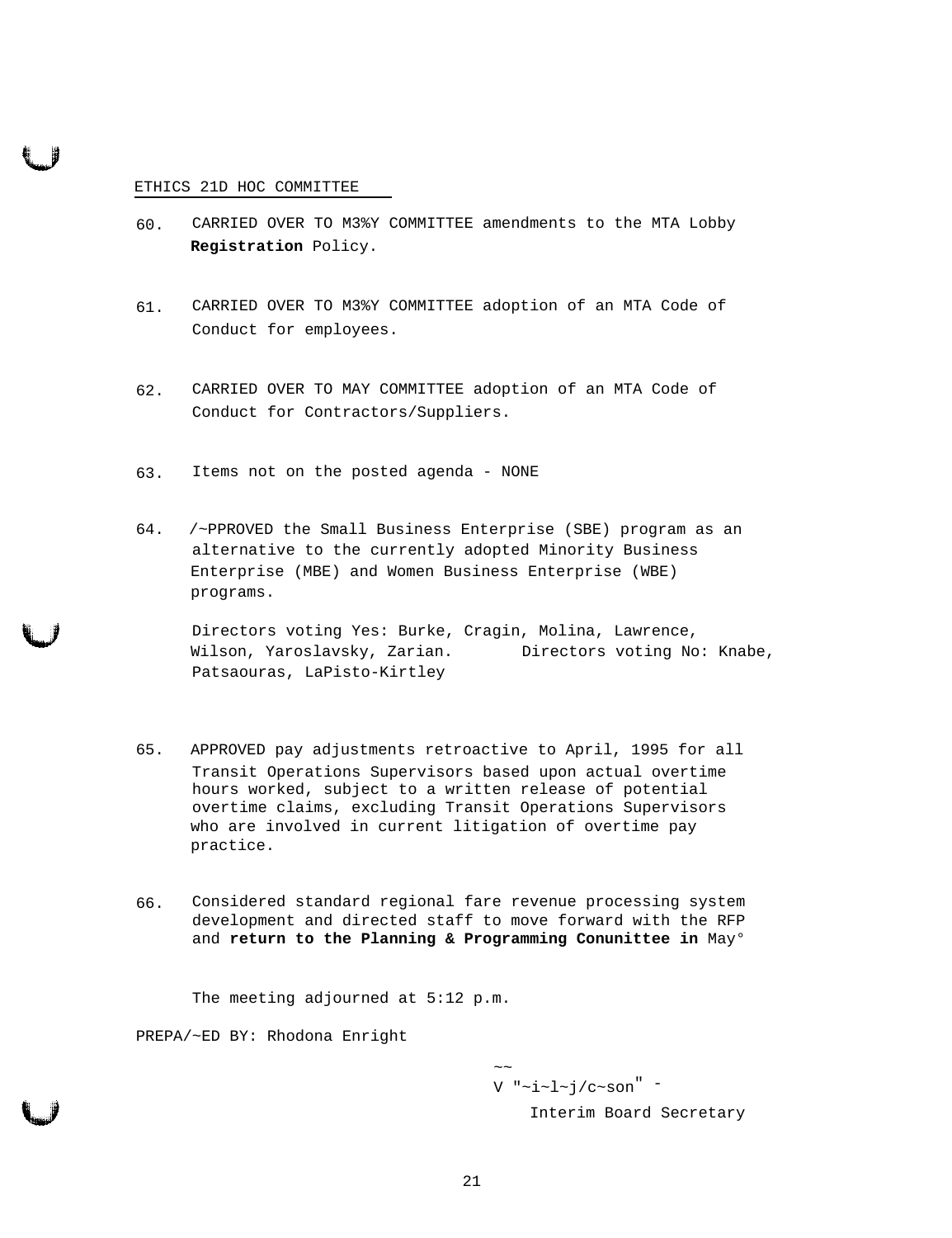ETHICS 21D HOC COMMITTEE

60. CARRIED OVER TO M3%Y COMMITTEE amendments to the MTA Lobby **Registration** Policy.

61. CARRIED OVER TO M3%Y COMMITTEE adoption of an MTA Code of Conduct for employees.

62. CARRIED OVER TO MAY COMMITTEE adoption of an MTA Code of Conduct for Contractors/Suppliers.

63. Items not on the posted agenda - NONE

64. /~PPROVED the Small Business Enterprise (SBE) program as an alternative to the currently adopted Minority Business Enterprise (MBE) and Women Business Enterprise (WBE) programs.

    Directors voting Yes: Burke, Cragin, Molina, Lawrence, Wilson, Yaroslavsky, Zarian. Directors voting No: Knabe, Patsaouras, LaPisto-Kirtley

65. APPROVED pay adjustments retroactive to April, 1995 for all Transit Operations Supervisors based upon actual overtime hours worked, subject to a written release of potential overtime claims, excluding Transit Operations Supervisors who are involved in current litigation of overtime pay practice.

66. Considered standard regional fare revenue processing system development and directed staff to move forward with the RFP and **return to the Planning & Programming Conunittee in** May°

The meeting adjourned at 5:12 p.m.

PREPA/~ED BY: Rhodona Enright

~~
V "~i~l~j/c~son" -
Interim Board Secretary